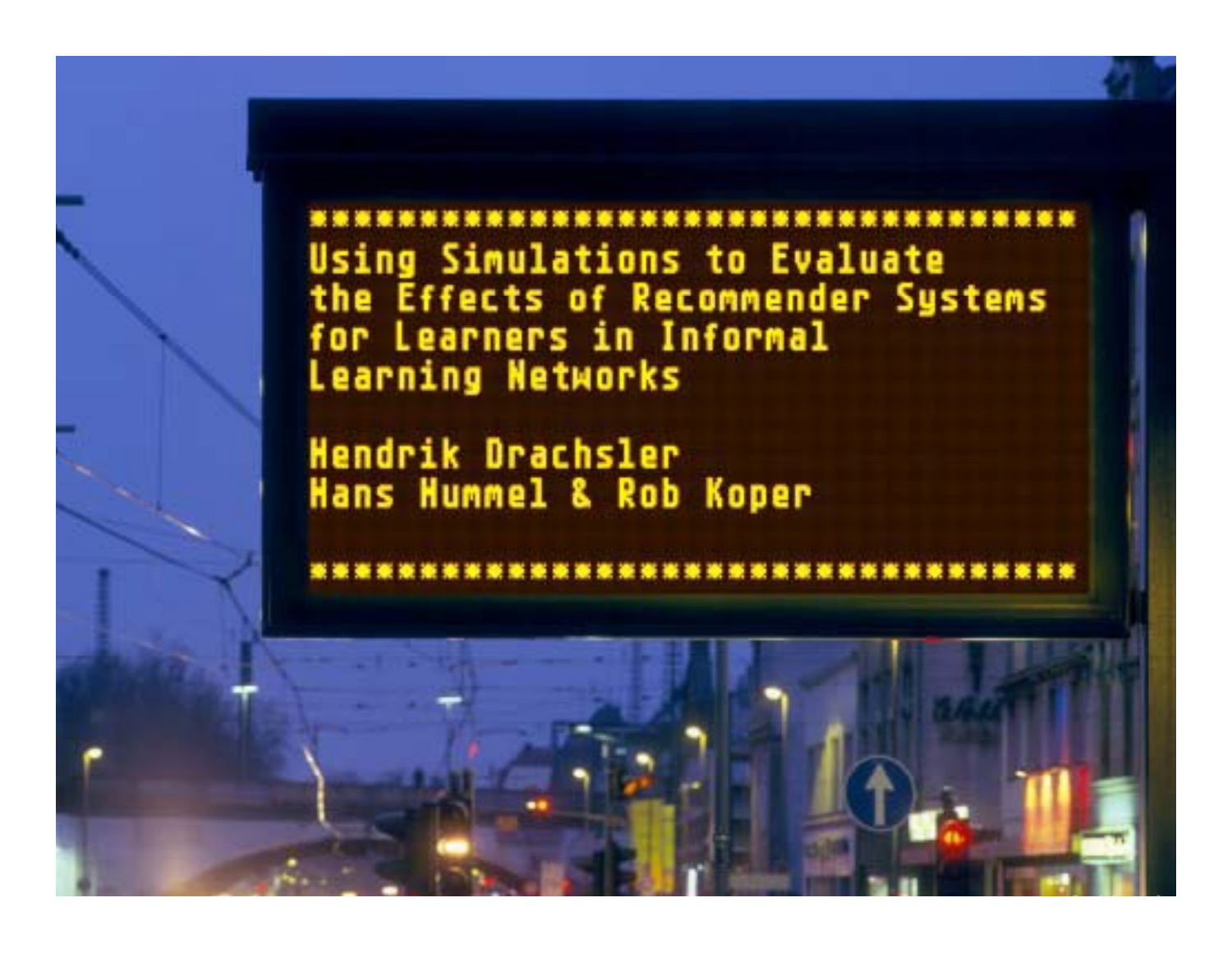# Using Simulations to Evaluate the Effects of Recommender Systems for Learners in Informal Learning Networks

Hendrik Drachsler
Hans Hummel & Rob Koper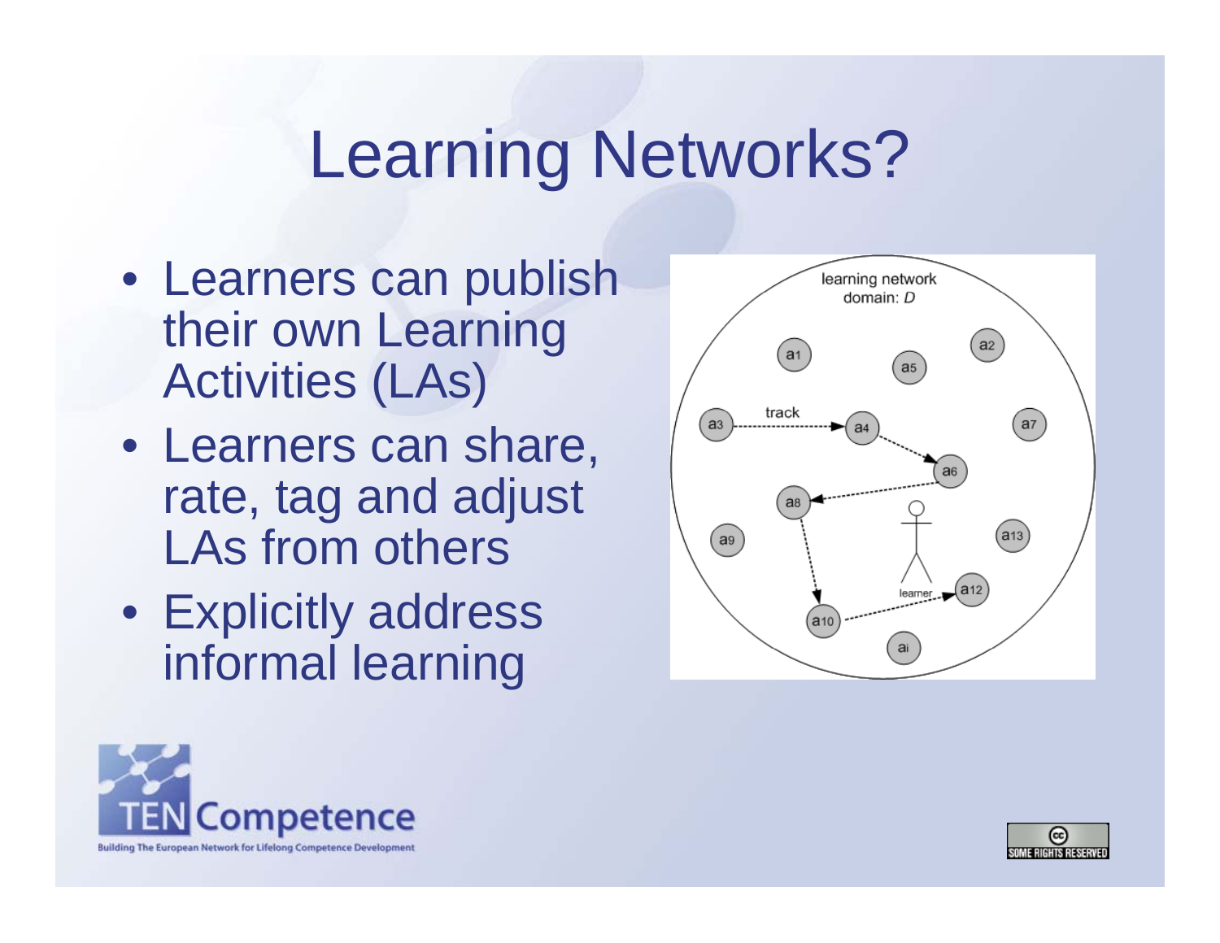# Learning Networks?

- Learners can publish their own Learning Activities (LAs)
- Learners can share, rate, tag and adjust LAs from others
- Explicitly address informal learning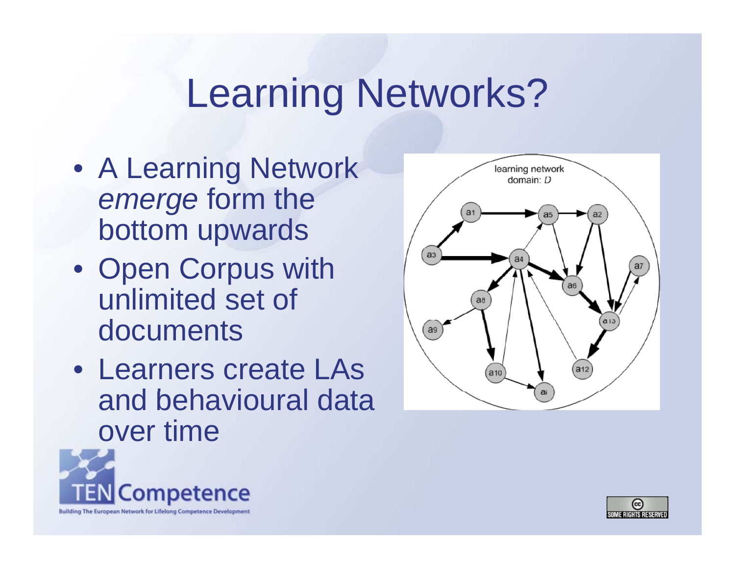# Learning Networks?

- A Learning Network *emerge* form the bottom upwards
- Open Corpus with unlimited set of documents
- Learners create LAs and behavioural data over time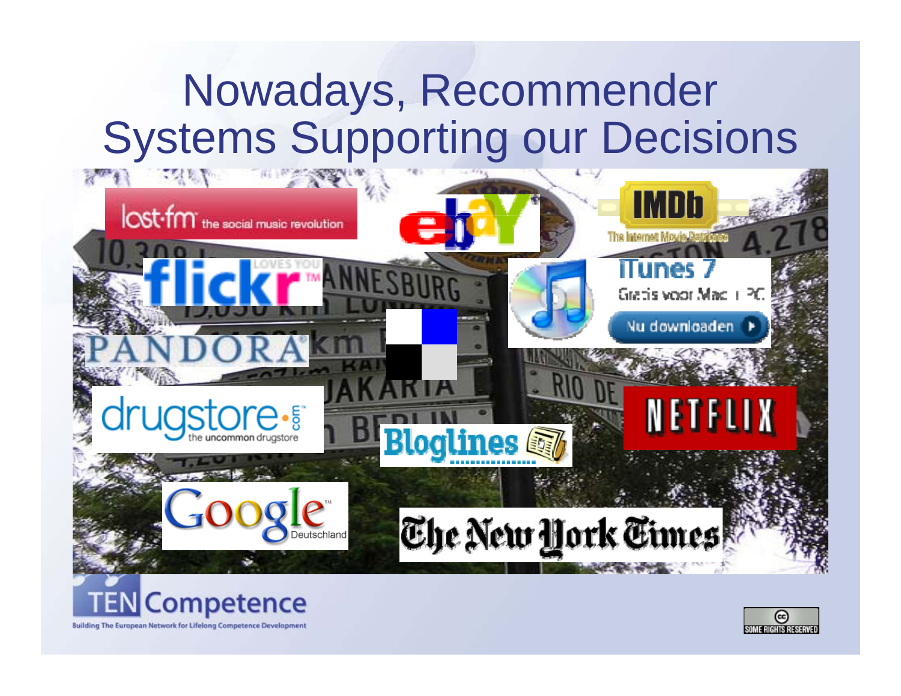# Nowadays, Recommender Systems Supporting our Decisions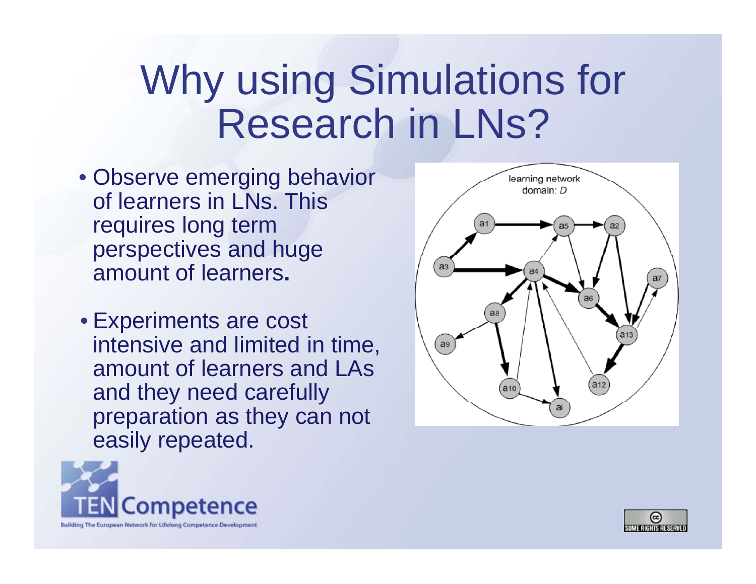# Why using Simulations for Research in LNs?

- Observe emerging behavior of learners in LNs. This requires long term perspectives and huge amount of learners**.**
- Experiments are cost intensive and limited in time, amount of learners and LAs and they need carefully preparation as they can not easily repeated.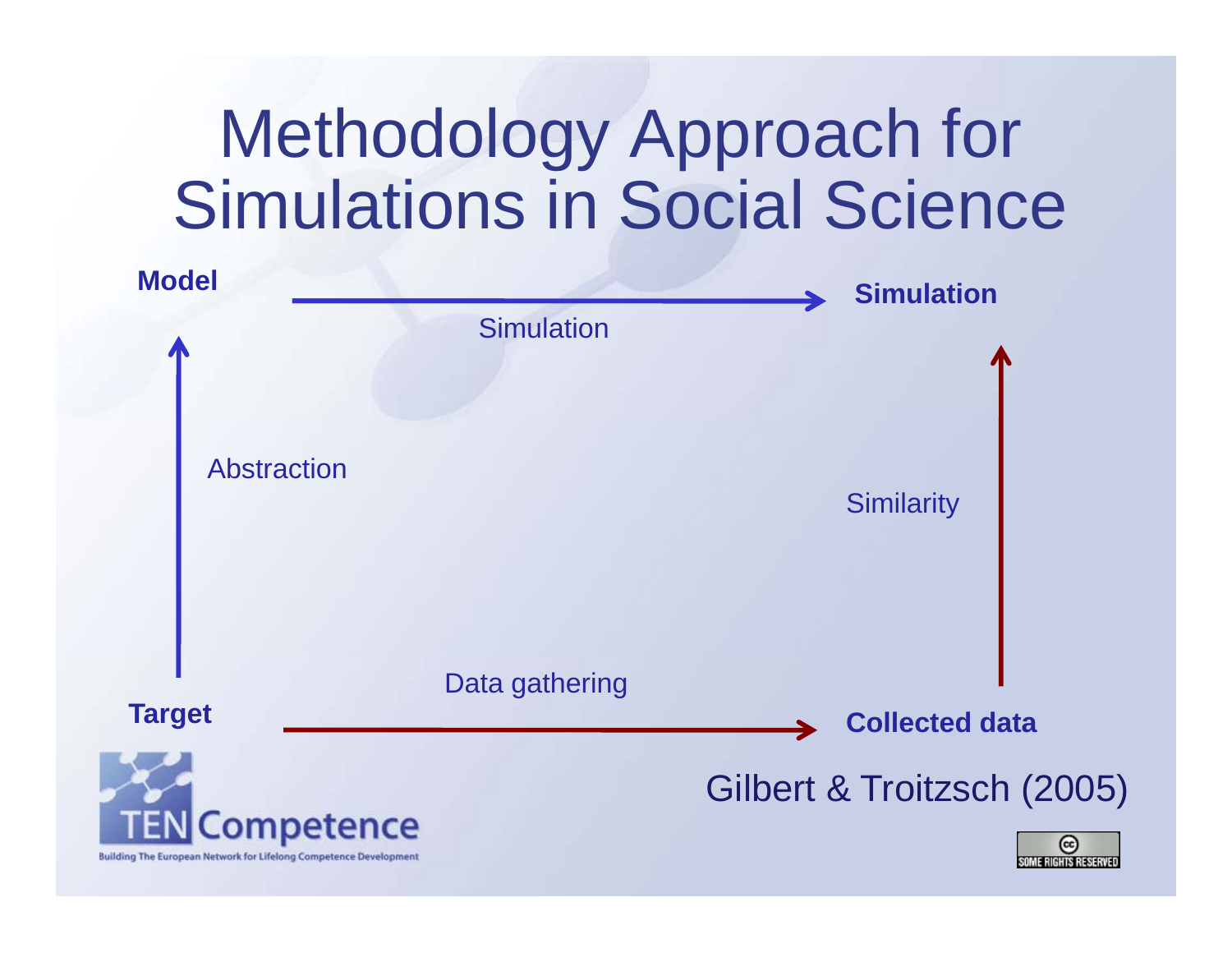# Methodology Approach for Simulations in Social Science

**Model** → Simulation → **Simulation**

**Target** → Abstraction → **Model**

**Target** → Data gathering → **Collected data**

**Collected data** → Similarity → **Simulation**

Gilbert & Troitzsch (2005)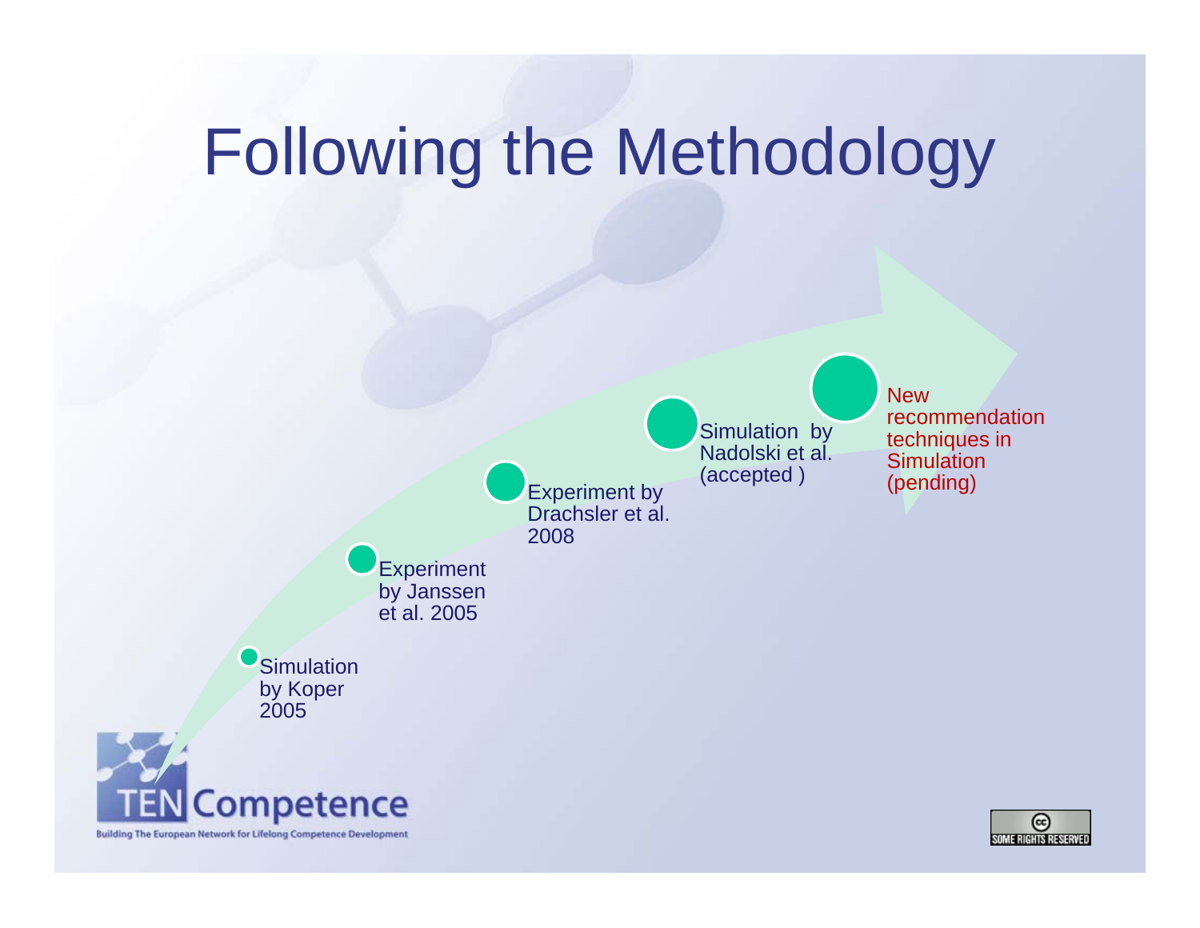# Following the Methodology

- Simulation by Koper 2005
- Experiment by Janssen et al. 2005
- Experiment by Drachsler et al. 2008
- Simulation by Nadolski et al. (accepted )
- New recommendation techniques in Simulation (pending)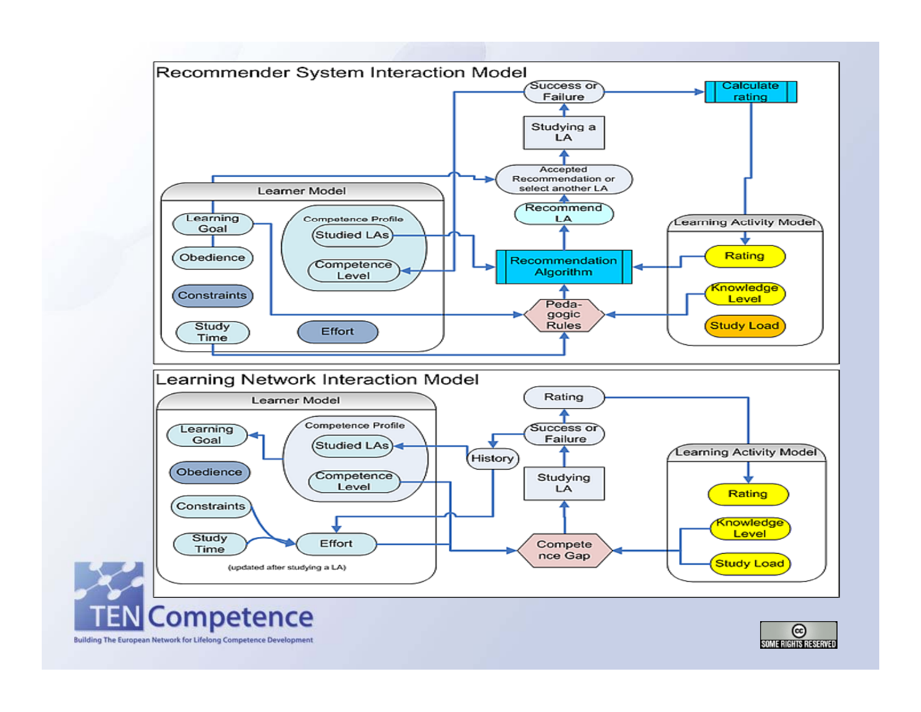## Recommender System Interaction Model

Learner Model: Learning Goal, Obedience, Constraints, Study Time, Effort; Competence Profile: Studied LAs, Competence Level

Success or Failure → Calculate rating

Studying a LA

Accepted Recommendation or select another LA

Recommend LA

Recommendation Algorithm

Peda-gogic Rules

Learning Activity Model: Rating, Knowledge Level, Study Load

## Learning Network Interaction Model

Learner Model: Learning Goal, Obedience, Constraints, Study Time, Effort (updated after studying a LA); Competence Profile: Studied LAs, Competence Level

Rating

Success or Failure

History

Studying LA

Compete nce Gap

Learning Activity Model: Rating, Knowledge Level, Study Load

TENCompetence

Building The European Network for Lifelong Competence Development

SOME RIGHTS RESERVED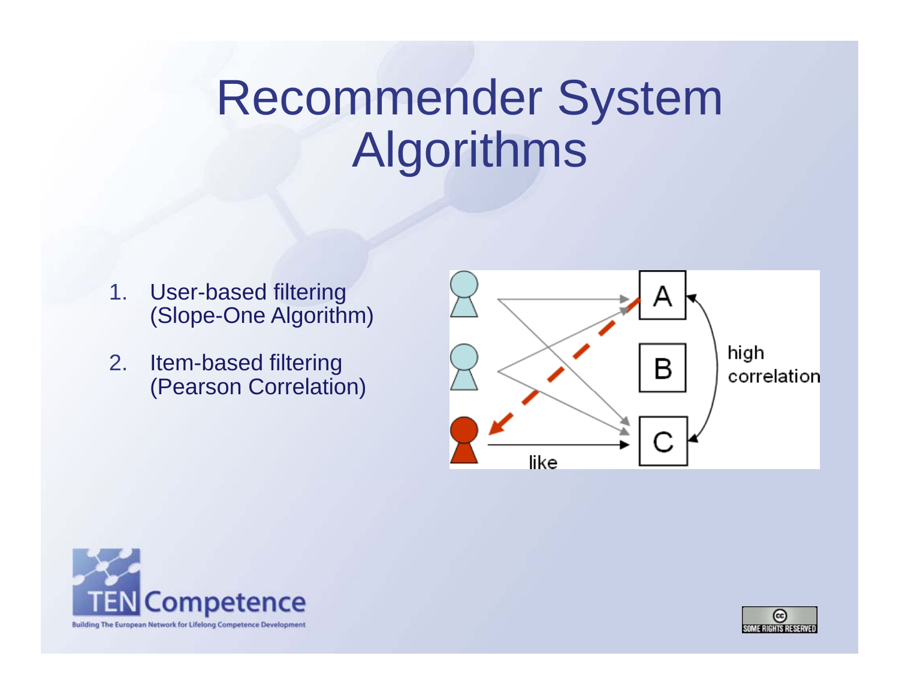# Recommender System Algorithms

1. User-based filtering (Slope-One Algorithm)
2. Item-based filtering (Pearson Correlation)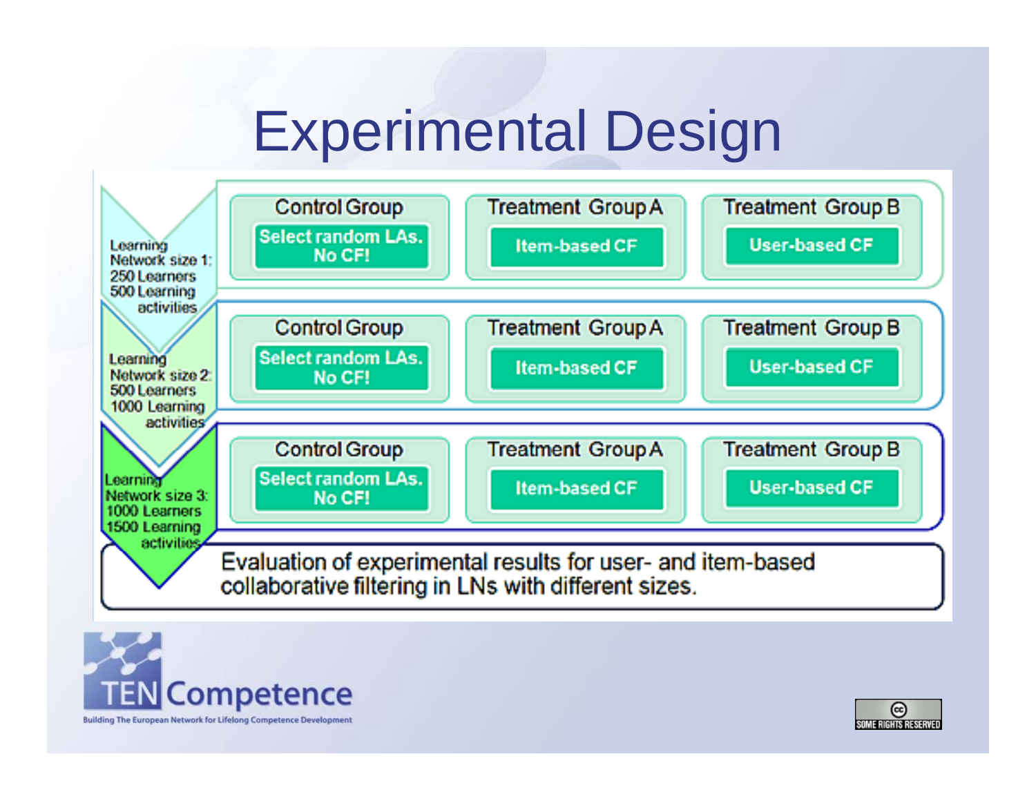# Experimental Design

| | Control Group | Treatment Group A | Treatment Group B |
|---|---|---|---|
| Learning Network size 1: 250 Learners 500 Learning activities | Select random LAs. No CF! | Item-based CF | User-based CF |
| Learning Network size 2: 500 Learners 1000 Learning activities | Select random LAs. No CF! | Item-based CF | User-based CF |
| Learning Network size 3: 1000 Learners 1500 Learning activities | Select random LAs. No CF! | Item-based CF | User-based CF |

Evaluation of experimental results for user- and item-based collaborative filtering in LNs with different sizes.

TEN Competence

Building The European Network for Lifelong Competence Development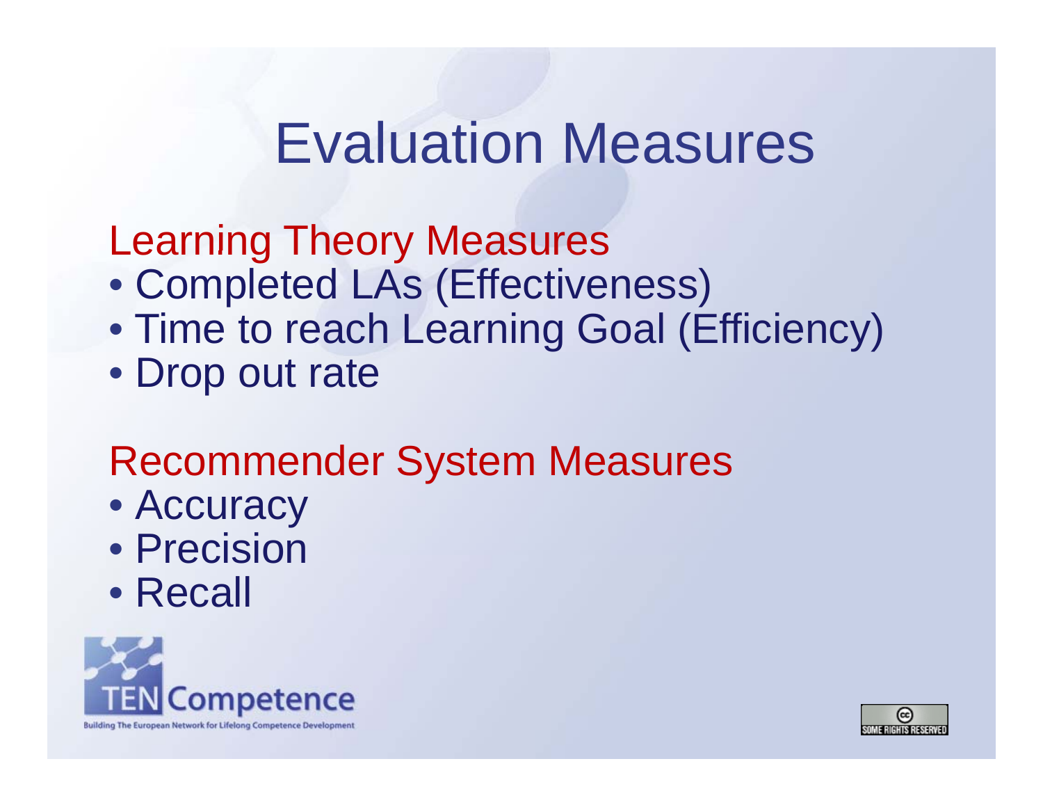# Evaluation Measures

## Learning Theory Measures

- Completed LAs (Effectiveness)
- Time to reach Learning Goal (Efficiency)
- Drop out rate

## Recommender System Measures

- Accuracy
- Precision
- Recall

TEN Competence

Building The European Network for Lifelong Competence Development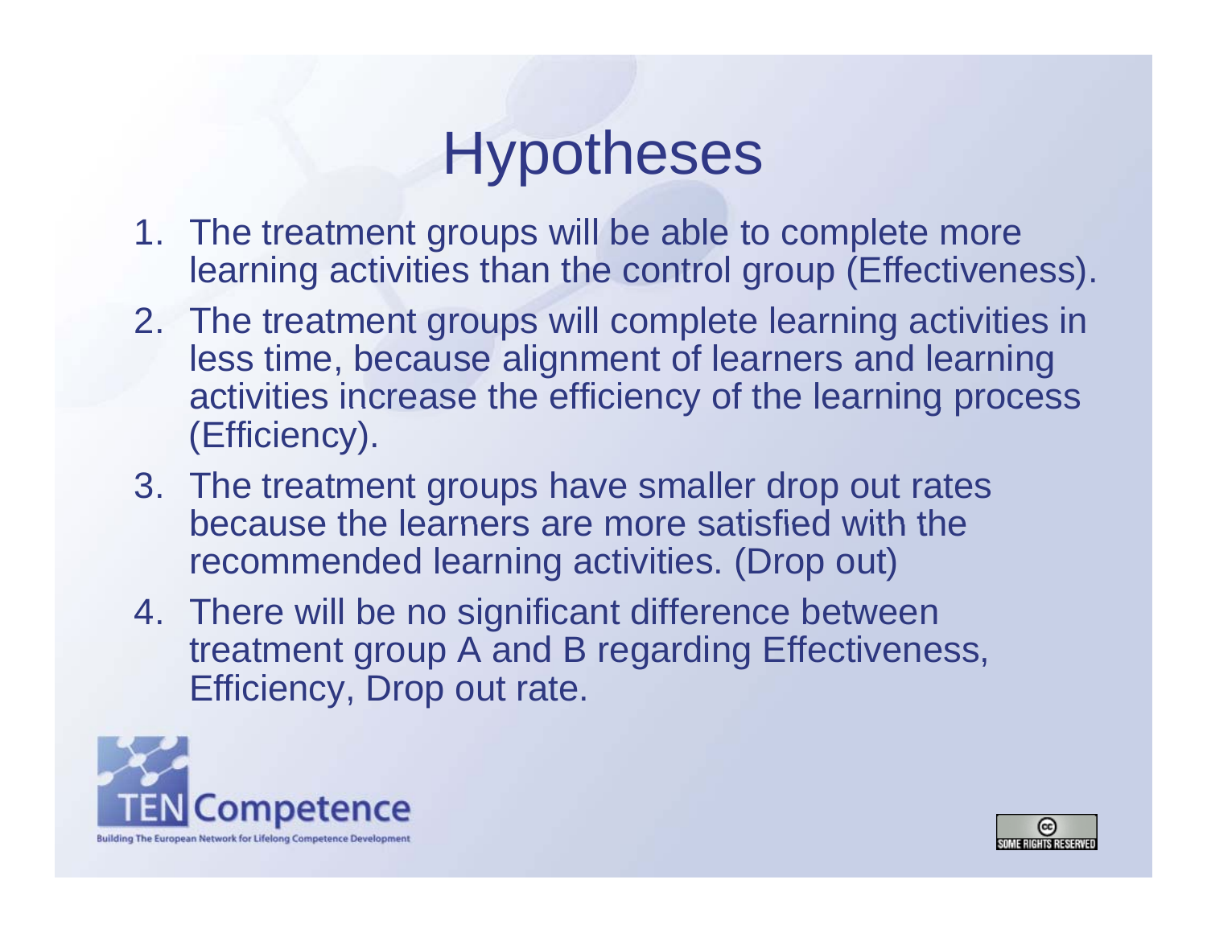# Hypotheses

1. The treatment groups will be able to complete more learning activities than the control group (Effectiveness).
2. The treatment groups will complete learning activities in less time, because alignment of learners and learning activities increase the efficiency of the learning process (Efficiency).
3. The treatment groups have smaller drop out rates because the learners are more satisfied with the recommended learning activities. (Drop out)
4. There will be no significant difference between treatment group A and B regarding Effectiveness, Efficiency, Drop out rate.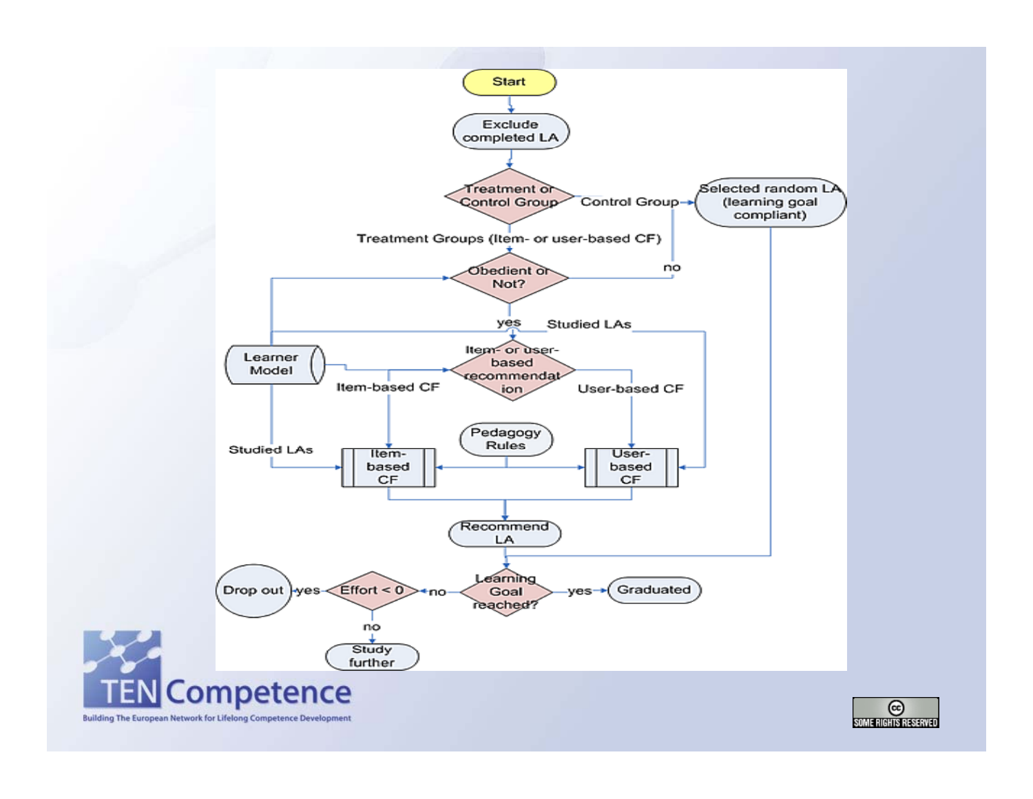Start

Exclude completed LA

Treatment or Control Group

Control Group

Selected random LA (learning goal compliant)

Treatment Groups (Item- or user-based CF)

Obedient or Not?

no

yes

Studied LAs

Learner Model

Item- or user-based recommendation

Item-based CF

User-based CF

Pedagogy Rules

Studied LAs

Item-based CF

User-based CF

Recommend LA

Drop out

yes

Effort < 0

no

Learning Goal reached?

yes

Graduated

no

Study further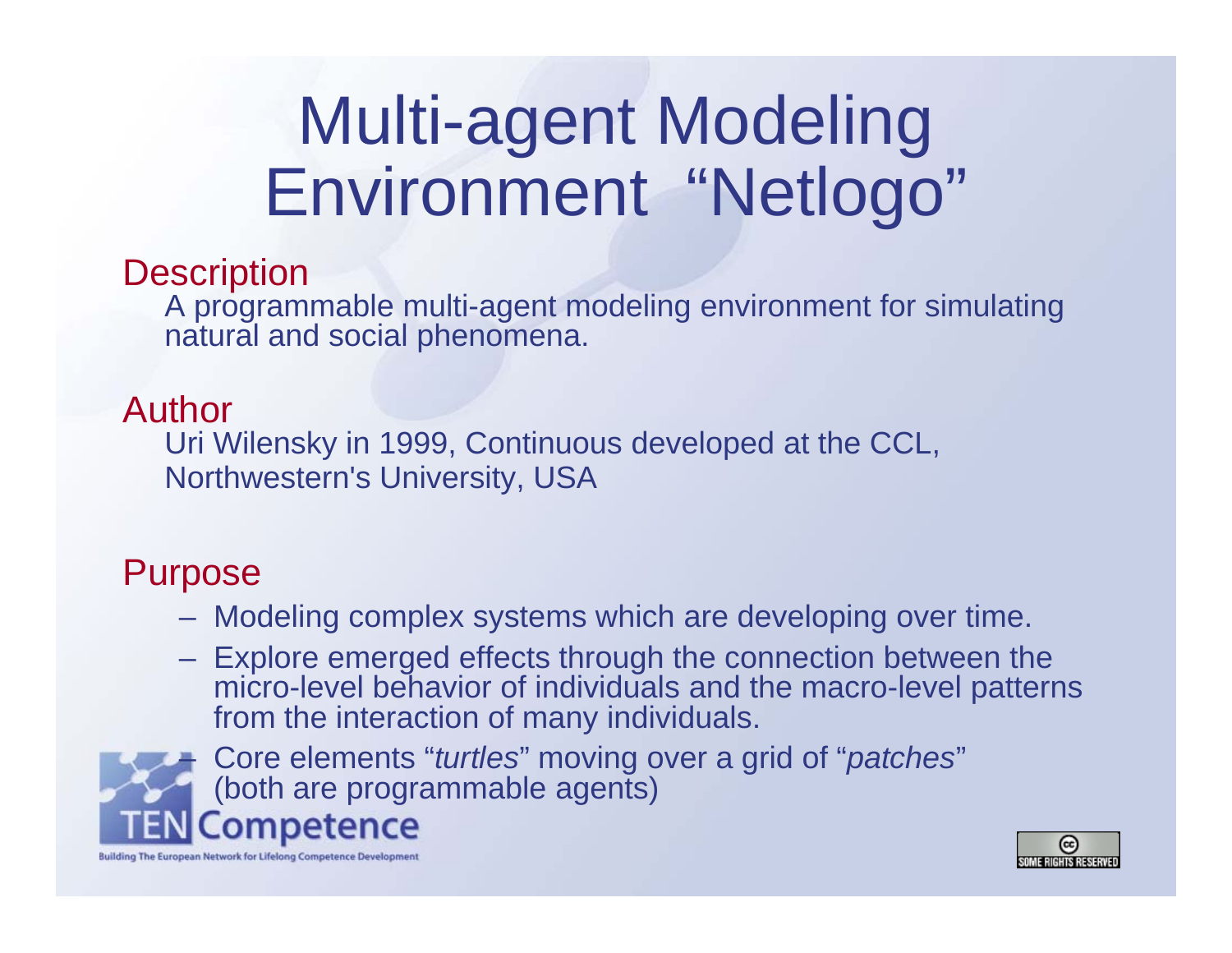# Multi-agent Modeling Environment "Netlogo"

## Description

A programmable multi-agent modeling environment for simulating natural and social phenomena.

## Author

Uri Wilensky in 1999, Continuous developed at the CCL, Northwestern's University, USA

## Purpose

- Modeling complex systems which are developing over time.
- Explore emerged effects through the connection between the micro-level behavior of individuals and the macro-level patterns from the interaction of many individuals.
- Core elements "*turtles*" moving over a grid of "*patches*" (both are programmable agents)

TENCompetence

Building The European Network for Lifelong Competence Development

SOME RIGHTS RESERVED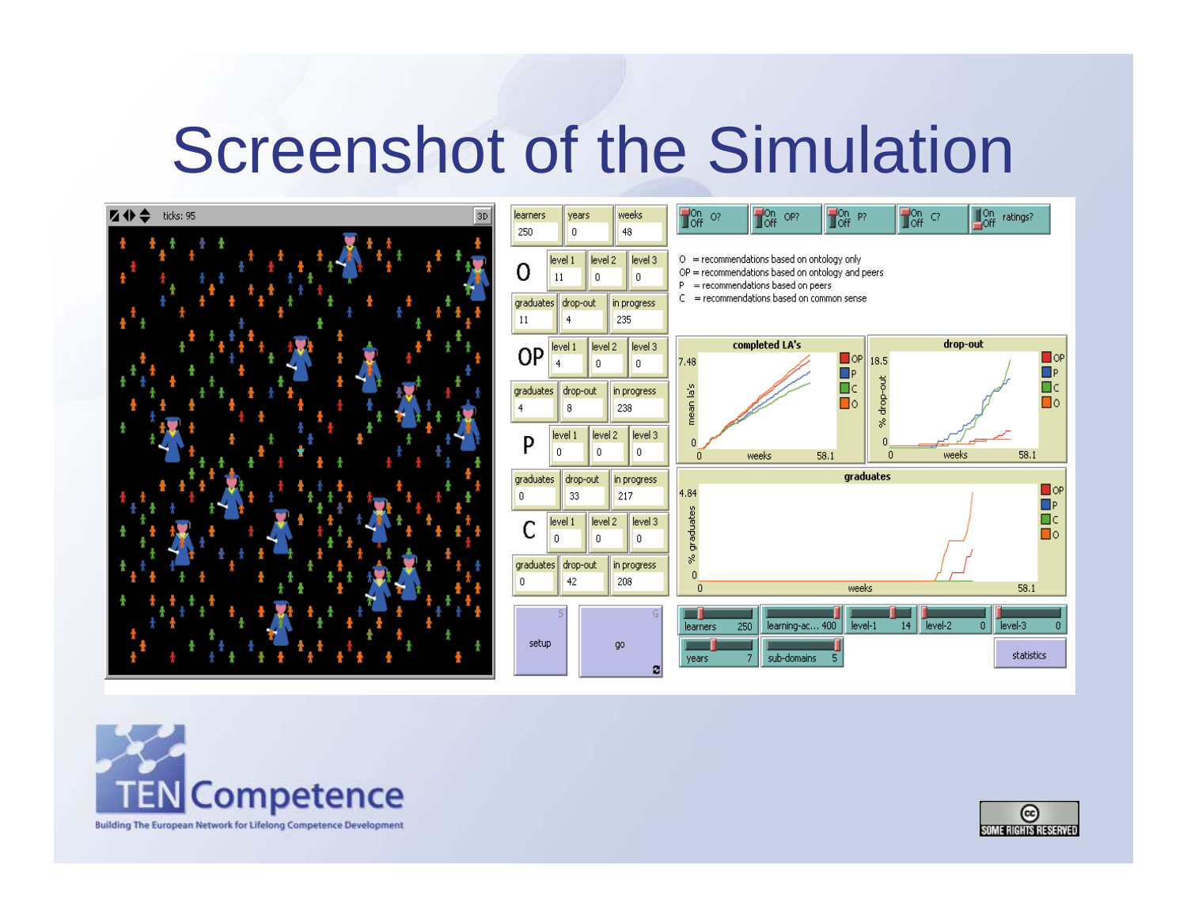# Screenshot of the Simulation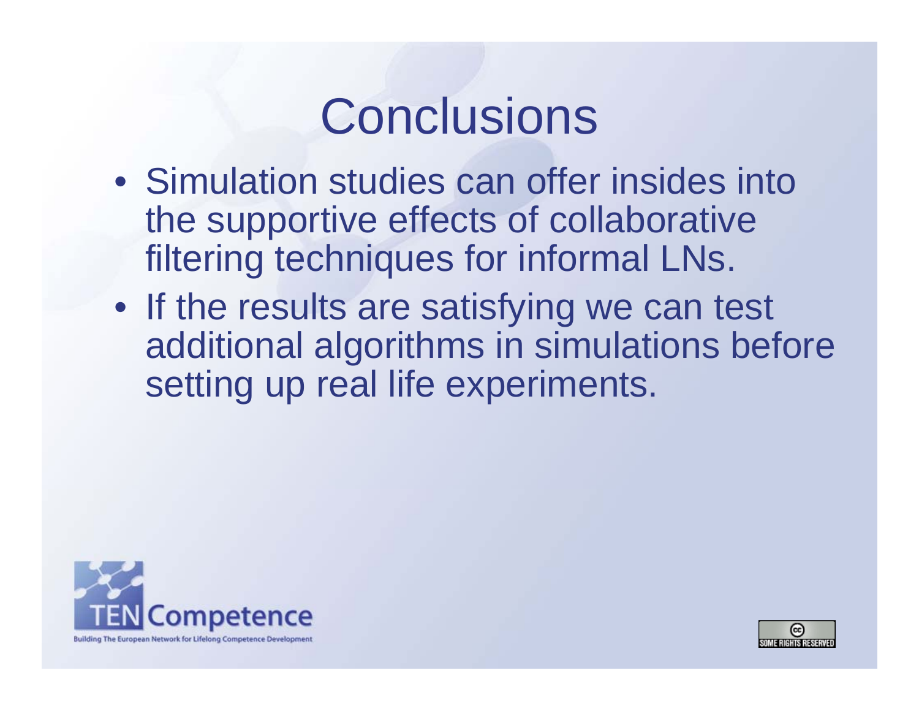# Conclusions

- Simulation studies can offer insides into the supportive effects of collaborative filtering techniques for informal LNs.
- If the results are satisfying we can test additional algorithms in simulations before setting up real life experiments.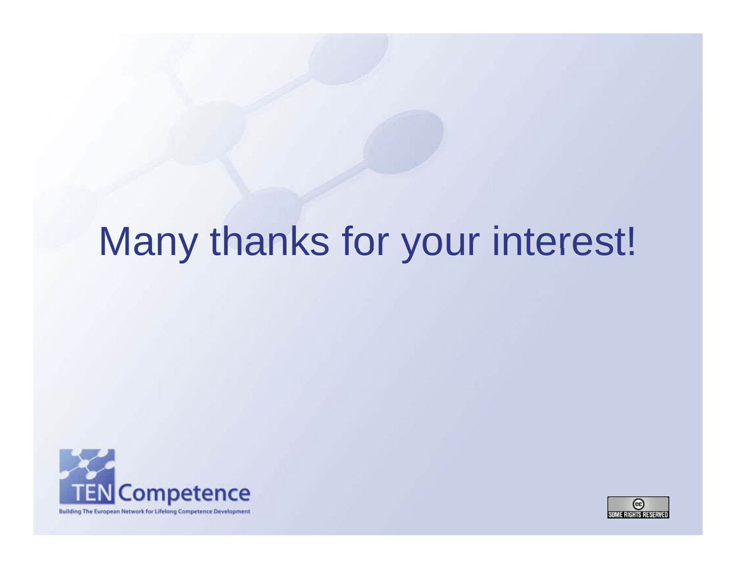# Many thanks for your interest!

TEN Competence

Building The European Network for Lifelong Competence Development

SOME RIGHTS RESERVED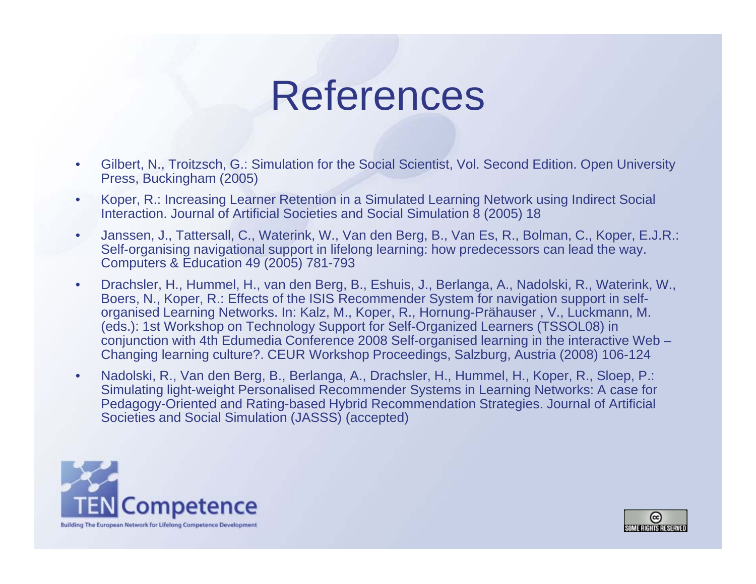# References

- Gilbert, N., Troitzsch, G.: Simulation for the Social Scientist, Vol. Second Edition. Open University Press, Buckingham (2005)
- Koper, R.: Increasing Learner Retention in a Simulated Learning Network using Indirect Social Interaction. Journal of Artificial Societies and Social Simulation 8 (2005) 18
- Janssen, J., Tattersall, C., Waterink, W., Van den Berg, B., Van Es, R., Bolman, C., Koper, E.J.R.: Self-organising navigational support in lifelong learning: how predecessors can lead the way. Computers & Education 49 (2005) 781-793
- Drachsler, H., Hummel, H., van den Berg, B., Eshuis, J., Berlanga, A., Nadolski, R., Waterink, W., Boers, N., Koper, R.: Effects of the ISIS Recommender System for navigation support in self-organised Learning Networks. In: Kalz, M., Koper, R., Hornung-Prähauser , V., Luckmann, M. (eds.): 1st Workshop on Technology Support for Self-Organized Learners (TSSOL08) in conjunction with 4th Edumedia Conference 2008 Self-organised learning in the interactive Web – Changing learning culture?. CEUR Workshop Proceedings, Salzburg, Austria (2008) 106-124
- Nadolski, R., Van den Berg, B., Berlanga, A., Drachsler, H., Hummel, H., Koper, R., Sloep, P.: Simulating light-weight Personalised Recommender Systems in Learning Networks: A case for Pedagogy-Oriented and Rating-based Hybrid Recommendation Strategies. Journal of Artificial Societies and Social Simulation (JASSS) (accepted)

TENCompetence

Building The European Network for Lifelong Competence Development

SOME RIGHTS RESERVED